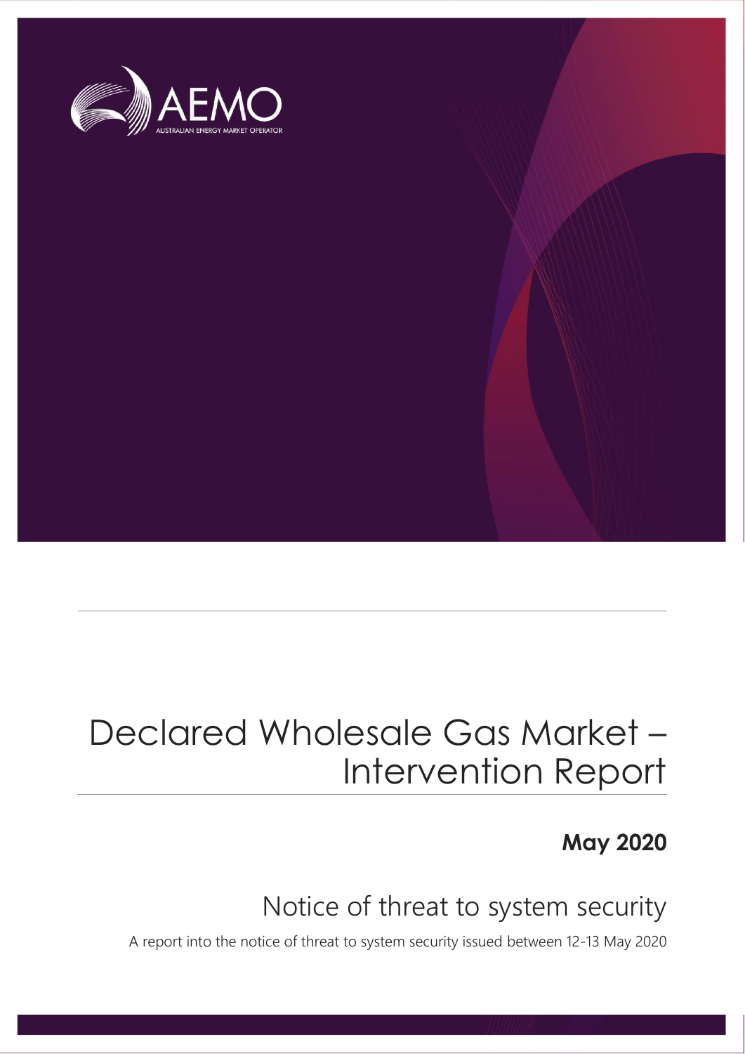AEMO

AUSTRALIAN ENERGY MARKET OPERATOR

# Declared Wholesale Gas Market – Intervention Report

**May 2020**

## Notice of threat to system security

A report into the notice of threat to system security issued between 12-13 May 2020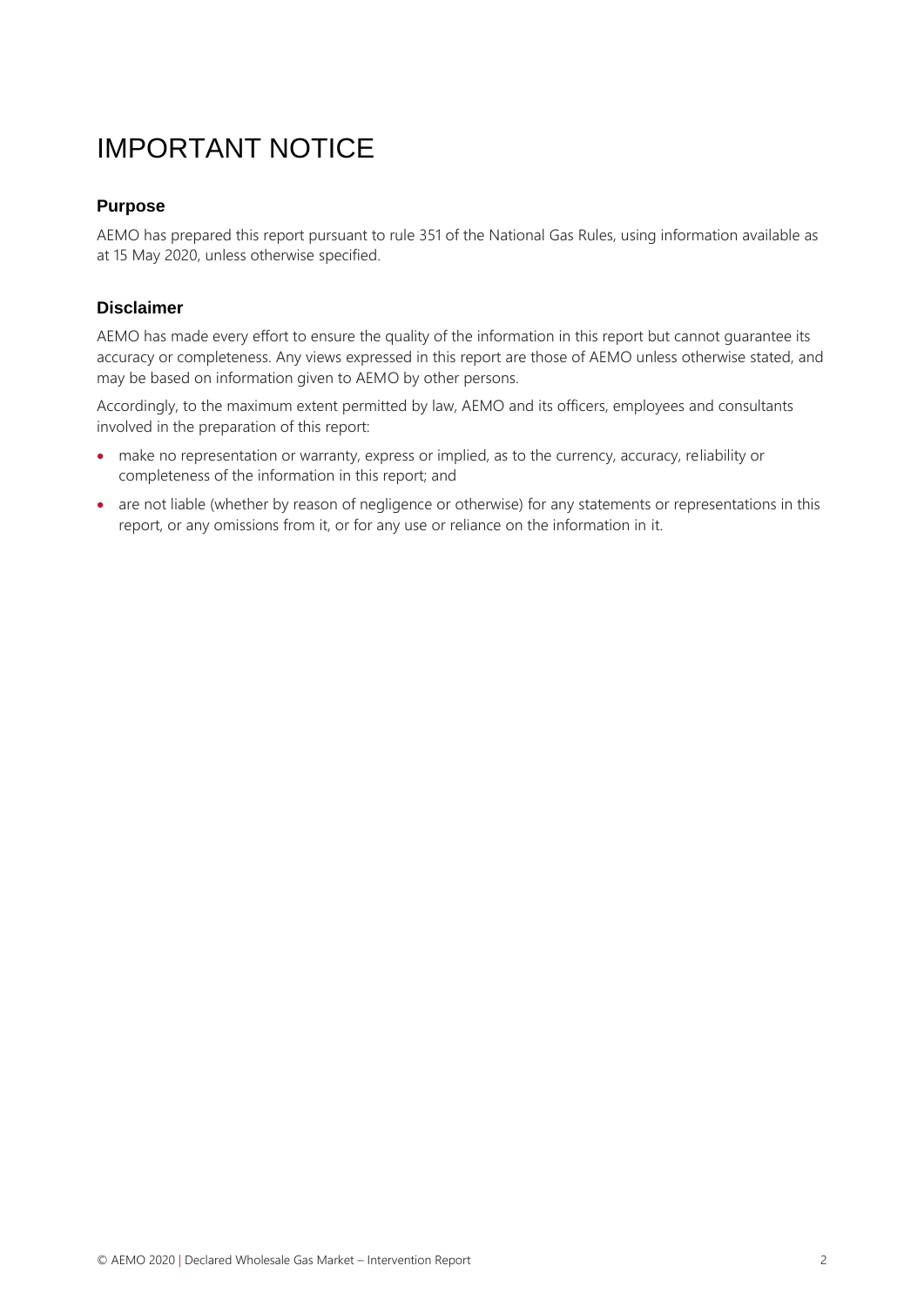# IMPORTANT NOTICE

## Purpose

AEMO has prepared this report pursuant to rule 351 of the National Gas Rules, using information available as at 15 May 2020, unless otherwise specified.

## Disclaimer

AEMO has made every effort to ensure the quality of the information in this report but cannot guarantee its accuracy or completeness. Any views expressed in this report are those of AEMO unless otherwise stated, and may be based on information given to AEMO by other persons.

Accordingly, to the maximum extent permitted by law, AEMO and its officers, employees and consultants involved in the preparation of this report:

- make no representation or warranty, express or implied, as to the currency, accuracy, reliability or completeness of the information in this report; and
- are not liable (whether by reason of negligence or otherwise) for any statements or representations in this report, or any omissions from it, or for any use or reliance on the information in it.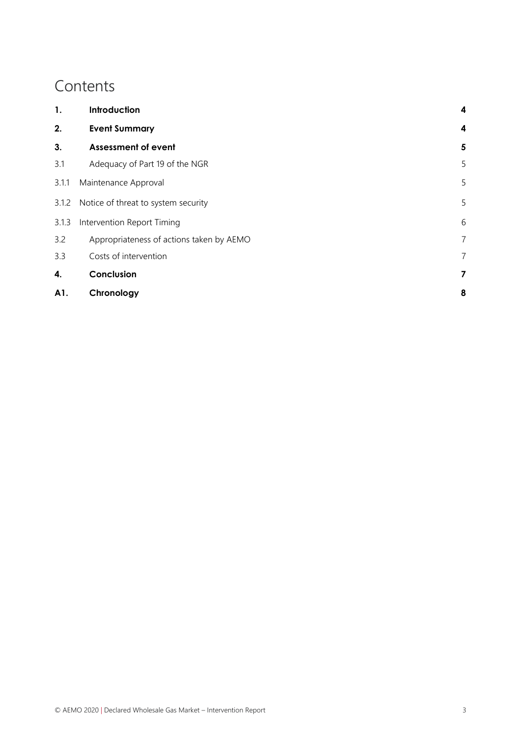# Contents

| | | |
|---|---|---|
| **1.** | **Introduction** | **4** |
| **2.** | **Event Summary** | **4** |
| **3.** | **Assessment of event** | **5** |
| 3.1 | Adequacy of Part 19 of the NGR | 5 |
| 3.1.1 | Maintenance Approval | 5 |
| 3.1.2 | Notice of threat to system security | 5 |
| 3.1.3 | Intervention Report Timing | 6 |
| 3.2 | Appropriateness of actions taken by AEMO | 7 |
| 3.3 | Costs of intervention | 7 |
| **4.** | **Conclusion** | **7** |
| **A1.** | **Chronology** | **8** |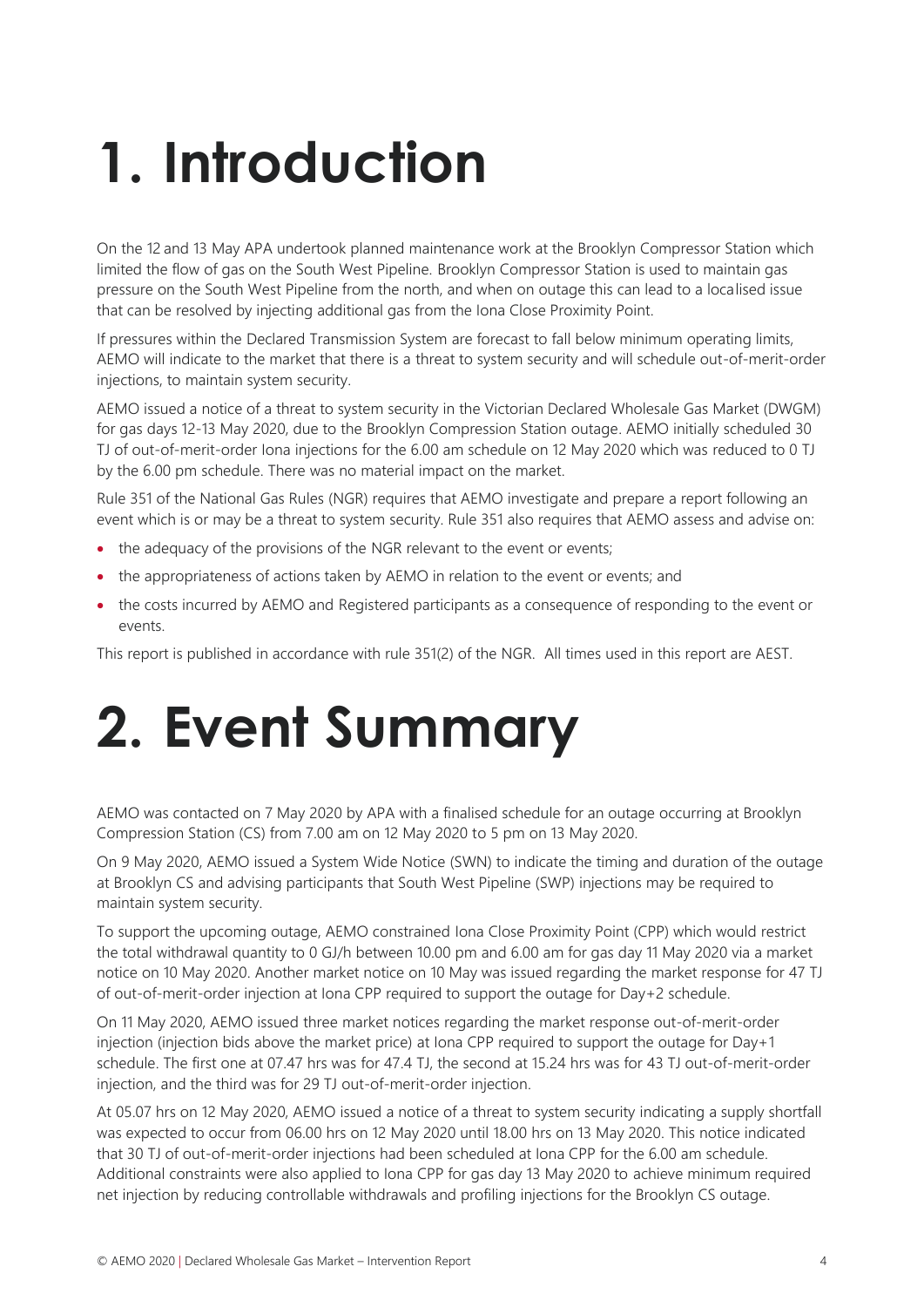# 1. Introduction

On the 12 and 13 May APA undertook planned maintenance work at the Brooklyn Compressor Station which limited the flow of gas on the South West Pipeline. Brooklyn Compressor Station is used to maintain gas pressure on the South West Pipeline from the north, and when on outage this can lead to a localised issue that can be resolved by injecting additional gas from the Iona Close Proximity Point.

If pressures within the Declared Transmission System are forecast to fall below minimum operating limits, AEMO will indicate to the market that there is a threat to system security and will schedule out-of-merit-order injections, to maintain system security.

AEMO issued a notice of a threat to system security in the Victorian Declared Wholesale Gas Market (DWGM) for gas days 12-13 May 2020, due to the Brooklyn Compression Station outage. AEMO initially scheduled 30 TJ of out-of-merit-order Iona injections for the 6.00 am schedule on 12 May 2020 which was reduced to 0 TJ by the 6.00 pm schedule. There was no material impact on the market.

Rule 351 of the National Gas Rules (NGR) requires that AEMO investigate and prepare a report following an event which is or may be a threat to system security. Rule 351 also requires that AEMO assess and advise on:

- the adequacy of the provisions of the NGR relevant to the event or events;
- the appropriateness of actions taken by AEMO in relation to the event or events; and
- the costs incurred by AEMO and Registered participants as a consequence of responding to the event or events.

This report is published in accordance with rule 351(2) of the NGR. All times used in this report are AEST.

# 2. Event Summary

AEMO was contacted on 7 May 2020 by APA with a finalised schedule for an outage occurring at Brooklyn Compression Station (CS) from 7.00 am on 12 May 2020 to 5 pm on 13 May 2020.

On 9 May 2020, AEMO issued a System Wide Notice (SWN) to indicate the timing and duration of the outage at Brooklyn CS and advising participants that South West Pipeline (SWP) injections may be required to maintain system security.

To support the upcoming outage, AEMO constrained Iona Close Proximity Point (CPP) which would restrict the total withdrawal quantity to 0 GJ/h between 10.00 pm and 6.00 am for gas day 11 May 2020 via a market notice on 10 May 2020. Another market notice on 10 May was issued regarding the market response for 47 TJ of out-of-merit-order injection at Iona CPP required to support the outage for Day+2 schedule.

On 11 May 2020, AEMO issued three market notices regarding the market response out-of-merit-order injection (injection bids above the market price) at Iona CPP required to support the outage for Day+1 schedule. The first one at 07.47 hrs was for 47.4 TJ, the second at 15.24 hrs was for 43 TJ out-of-merit-order injection, and the third was for 29 TJ out-of-merit-order injection.

At 05.07 hrs on 12 May 2020, AEMO issued a notice of a threat to system security indicating a supply shortfall was expected to occur from 06.00 hrs on 12 May 2020 until 18.00 hrs on 13 May 2020. This notice indicated that 30 TJ of out-of-merit-order injections had been scheduled at Iona CPP for the 6.00 am schedule. Additional constraints were also applied to Iona CPP for gas day 13 May 2020 to achieve minimum required net injection by reducing controllable withdrawals and profiling injections for the Brooklyn CS outage.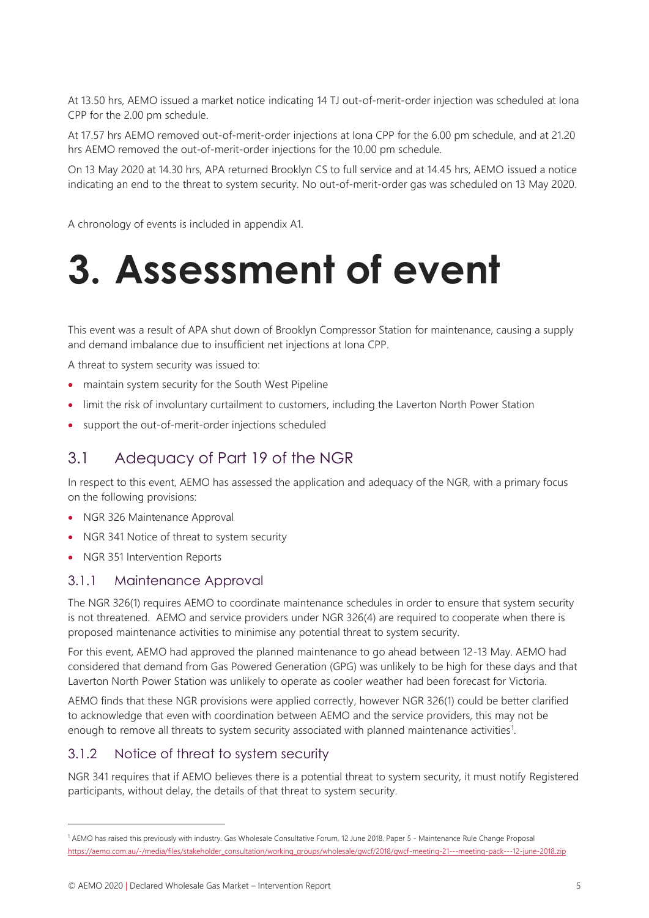At 13.50 hrs, AEMO issued a market notice indicating 14 TJ out-of-merit-order injection was scheduled at Iona CPP for the 2.00 pm schedule.

At 17.57 hrs AEMO removed out-of-merit-order injections at Iona CPP for the 6.00 pm schedule, and at 21.20 hrs AEMO removed the out-of-merit-order injections for the 10.00 pm schedule.

On 13 May 2020 at 14.30 hrs, APA returned Brooklyn CS to full service and at 14.45 hrs, AEMO issued a notice indicating an end to the threat to system security. No out-of-merit-order gas was scheduled on 13 May 2020.

A chronology of events is included in appendix A1.

# 3. Assessment of event

This event was a result of APA shut down of Brooklyn Compressor Station for maintenance, causing a supply and demand imbalance due to insufficient net injections at Iona CPP.

A threat to system security was issued to:

- maintain system security for the South West Pipeline
- limit the risk of involuntary curtailment to customers, including the Laverton North Power Station
- support the out-of-merit-order injections scheduled

## 3.1 Adequacy of Part 19 of the NGR

In respect to this event, AEMO has assessed the application and adequacy of the NGR, with a primary focus on the following provisions:

- NGR 326 Maintenance Approval
- NGR 341 Notice of threat to system security
- NGR 351 Intervention Reports

### 3.1.1 Maintenance Approval

The NGR 326(1) requires AEMO to coordinate maintenance schedules in order to ensure that system security is not threatened. AEMO and service providers under NGR 326(4) are required to cooperate when there is proposed maintenance activities to minimise any potential threat to system security.

For this event, AEMO had approved the planned maintenance to go ahead between 12-13 May. AEMO had considered that demand from Gas Powered Generation (GPG) was unlikely to be high for these days and that Laverton North Power Station was unlikely to operate as cooler weather had been forecast for Victoria.

AEMO finds that these NGR provisions were applied correctly, however NGR 326(1) could be better clarified to acknowledge that even with coordination between AEMO and the service providers, this may not be enough to remove all threats to system security associated with planned maintenance activities[1].

### 3.1.2 Notice of threat to system security

NGR 341 requires that if AEMO believes there is a potential threat to system security, it must notify Registered participants, without delay, the details of that threat to system security.

---

[1] AEMO has raised this previously with industry. Gas Wholesale Consultative Forum, 12 June 2018. Paper 5 - Maintenance Rule Change Proposal https://aemo.com.au/-/media/files/stakeholder_consultation/working_groups/wholesale/gwcf/2018/gwcf-meeting-21---meeting-pack---12-june-2018.zip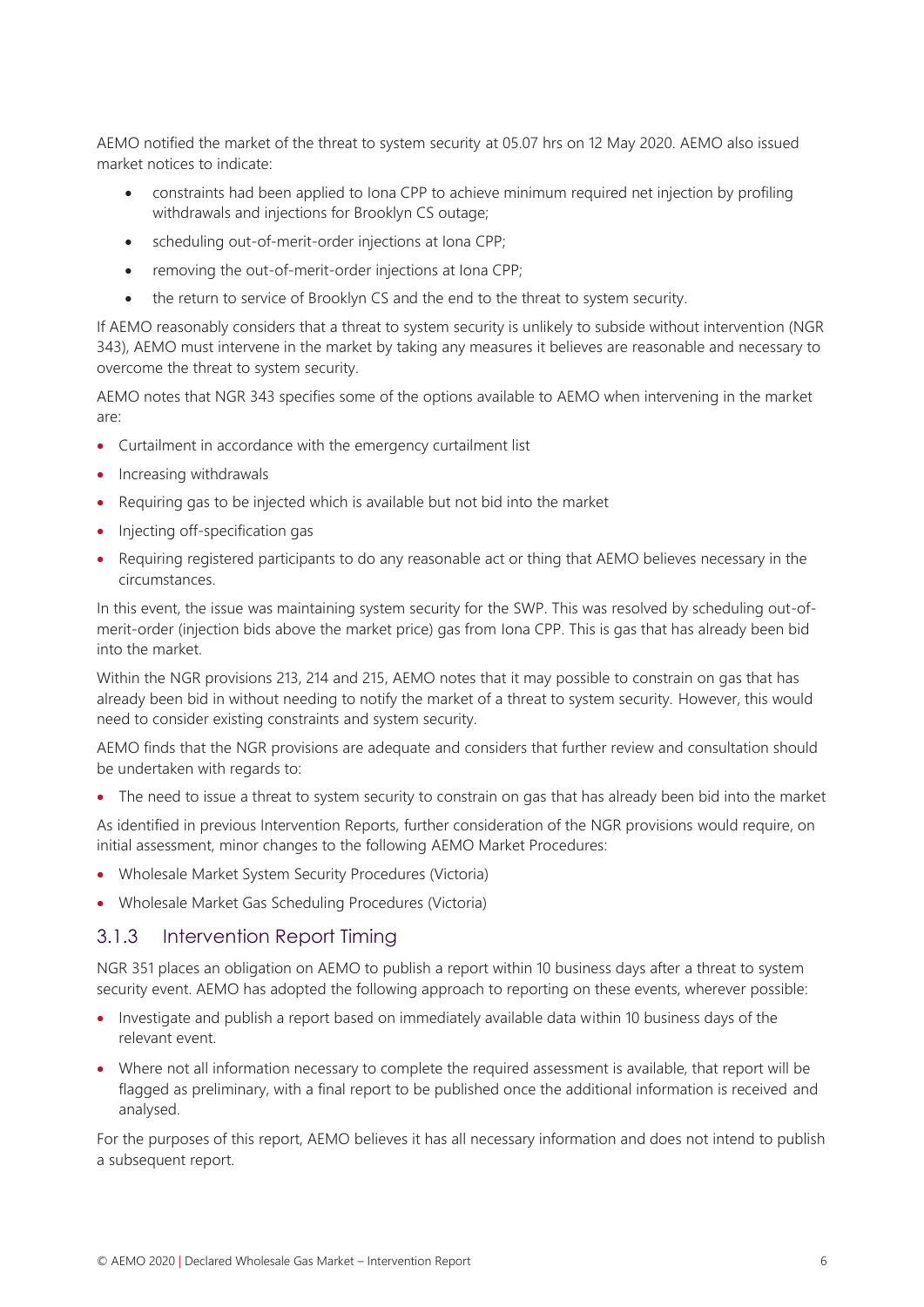AEMO notified the market of the threat to system security at 05.07 hrs on 12 May 2020. AEMO also issued market notices to indicate:

- constraints had been applied to Iona CPP to achieve minimum required net injection by profiling withdrawals and injections for Brooklyn CS outage;
- scheduling out-of-merit-order injections at Iona CPP;
- removing the out-of-merit-order injections at Iona CPP;
- the return to service of Brooklyn CS and the end to the threat to system security.

If AEMO reasonably considers that a threat to system security is unlikely to subside without intervention (NGR 343), AEMO must intervene in the market by taking any measures it believes are reasonable and necessary to overcome the threat to system security.

AEMO notes that NGR 343 specifies some of the options available to AEMO when intervening in the market are:

- Curtailment in accordance with the emergency curtailment list
- Increasing withdrawals
- Requiring gas to be injected which is available but not bid into the market
- Injecting off-specification gas
- Requiring registered participants to do any reasonable act or thing that AEMO believes necessary in the circumstances.

In this event, the issue was maintaining system security for the SWP. This was resolved by scheduling out-of-merit-order (injection bids above the market price) gas from Iona CPP. This is gas that has already been bid into the market.

Within the NGR provisions 213, 214 and 215, AEMO notes that it may possible to constrain on gas that has already been bid in without needing to notify the market of a threat to system security. However, this would need to consider existing constraints and system security.

AEMO finds that the NGR provisions are adequate and considers that further review and consultation should be undertaken with regards to:

- The need to issue a threat to system security to constrain on gas that has already been bid into the market

As identified in previous Intervention Reports, further consideration of the NGR provisions would require, on initial assessment, minor changes to the following AEMO Market Procedures:

- Wholesale Market System Security Procedures (Victoria)
- Wholesale Market Gas Scheduling Procedures (Victoria)

### 3.1.3 Intervention Report Timing

NGR 351 places an obligation on AEMO to publish a report within 10 business days after a threat to system security event. AEMO has adopted the following approach to reporting on these events, wherever possible:

- Investigate and publish a report based on immediately available data within 10 business days of the relevant event.
- Where not all information necessary to complete the required assessment is available, that report will be flagged as preliminary, with a final report to be published once the additional information is received and analysed.

For the purposes of this report, AEMO believes it has all necessary information and does not intend to publish a subsequent report.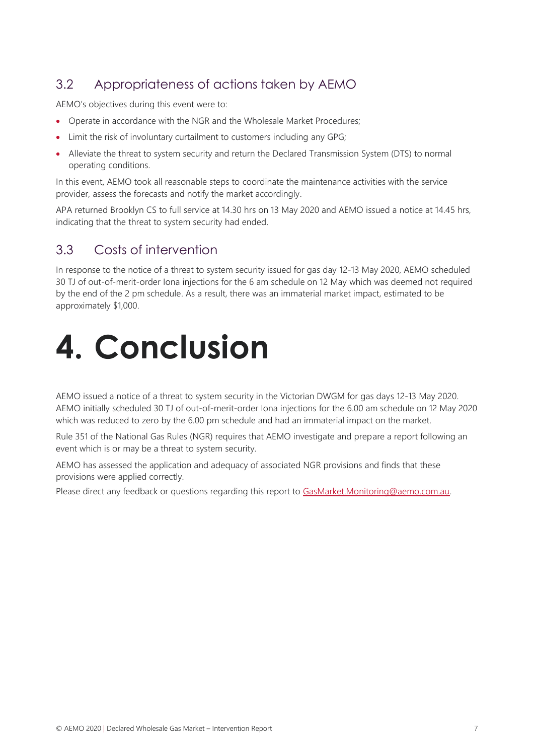## 3.2 Appropriateness of actions taken by AEMO

AEMO's objectives during this event were to:

- Operate in accordance with the NGR and the Wholesale Market Procedures;
- Limit the risk of involuntary curtailment to customers including any GPG;
- Alleviate the threat to system security and return the Declared Transmission System (DTS) to normal operating conditions.

In this event, AEMO took all reasonable steps to coordinate the maintenance activities with the service provider, assess the forecasts and notify the market accordingly.

APA returned Brooklyn CS to full service at 14.30 hrs on 13 May 2020 and AEMO issued a notice at 14.45 hrs, indicating that the threat to system security had ended.

## 3.3 Costs of intervention

In response to the notice of a threat to system security issued for gas day 12-13 May 2020, AEMO scheduled 30 TJ of out-of-merit-order Iona injections for the 6 am schedule on 12 May which was deemed not required by the end of the 2 pm schedule. As a result, there was an immaterial market impact, estimated to be approximately $1,000.

# 4. Conclusion

AEMO issued a notice of a threat to system security in the Victorian DWGM for gas days 12-13 May 2020. AEMO initially scheduled 30 TJ of out-of-merit-order Iona injections for the 6.00 am schedule on 12 May 2020 which was reduced to zero by the 6.00 pm schedule and had an immaterial impact on the market.

Rule 351 of the National Gas Rules (NGR) requires that AEMO investigate and prepare a report following an event which is or may be a threat to system security.

AEMO has assessed the application and adequacy of associated NGR provisions and finds that these provisions were applied correctly.

Please direct any feedback or questions regarding this report to GasMarket.Monitoring@aemo.com.au.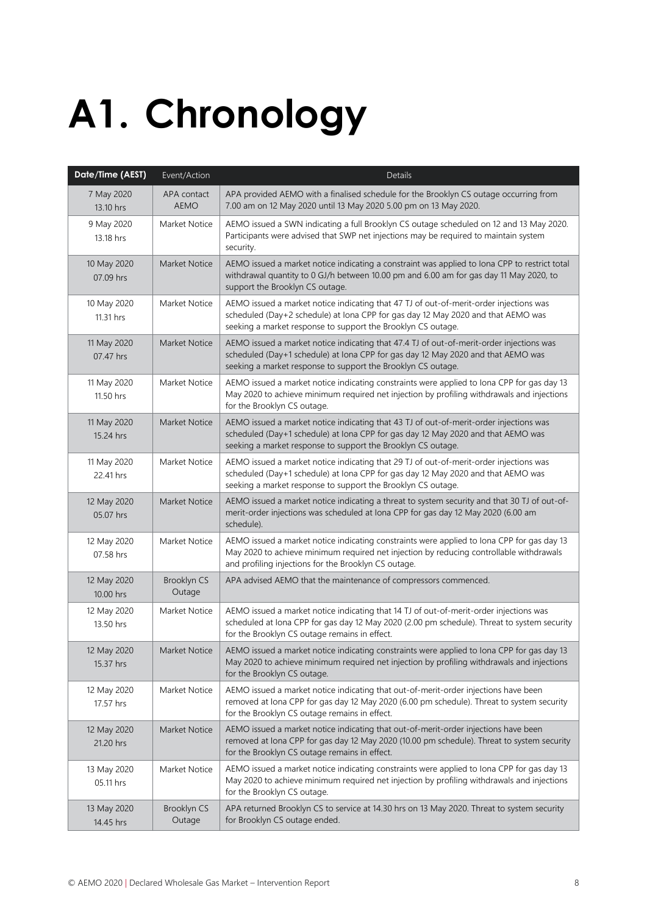# A1. Chronology

| Date/Time (AEST) | Event/Action | Details |
| --- | --- | --- |
| 7 May 2020 13.10 hrs | APA contact AEMO | APA provided AEMO with a finalised schedule for the Brooklyn CS outage occurring from 7.00 am on 12 May 2020 until 13 May 2020 5.00 pm on 13 May 2020. |
| 9 May 2020 13.18 hrs | Market Notice | AEMO issued a SWN indicating a full Brooklyn CS outage scheduled on 12 and 13 May 2020. Participants were advised that SWP net injections may be required to maintain system security. |
| 10 May 2020 07.09 hrs | Market Notice | AEMO issued a market notice indicating a constraint was applied to Iona CPP to restrict total withdrawal quantity to 0 GJ/h between 10.00 pm and 6.00 am for gas day 11 May 2020, to support the Brooklyn CS outage. |
| 10 May 2020 11.31 hrs | Market Notice | AEMO issued a market notice indicating that 47 TJ of out-of-merit-order injections was scheduled (Day+2 schedule) at Iona CPP for gas day 12 May 2020 and that AEMO was seeking a market response to support the Brooklyn CS outage. |
| 11 May 2020 07.47 hrs | Market Notice | AEMO issued a market notice indicating that 47.4 TJ of out-of-merit-order injections was scheduled (Day+1 schedule) at Iona CPP for gas day 12 May 2020 and that AEMO was seeking a market response to support the Brooklyn CS outage. |
| 11 May 2020 11.50 hrs | Market Notice | AEMO issued a market notice indicating constraints were applied to Iona CPP for gas day 13 May 2020 to achieve minimum required net injection by profiling withdrawals and injections for the Brooklyn CS outage. |
| 11 May 2020 15.24 hrs | Market Notice | AEMO issued a market notice indicating that 43 TJ of out-of-merit-order injections was scheduled (Day+1 schedule) at Iona CPP for gas day 12 May 2020 and that AEMO was seeking a market response to support the Brooklyn CS outage. |
| 11 May 2020 22.41 hrs | Market Notice | AEMO issued a market notice indicating that 29 TJ of out-of-merit-order injections was scheduled (Day+1 schedule) at Iona CPP for gas day 12 May 2020 and that AEMO was seeking a market response to support the Brooklyn CS outage. |
| 12 May 2020 05.07 hrs | Market Notice | AEMO issued a market notice indicating a threat to system security and that 30 TJ of out-of-merit-order injections was scheduled at Iona CPP for gas day 12 May 2020 (6.00 am schedule). |
| 12 May 2020 07.58 hrs | Market Notice | AEMO issued a market notice indicating constraints were applied to Iona CPP for gas day 13 May 2020 to achieve minimum required net injection by reducing controllable withdrawals and profiling injections for the Brooklyn CS outage. |
| 12 May 2020 10.00 hrs | Brooklyn CS Outage | APA advised AEMO that the maintenance of compressors commenced. |
| 12 May 2020 13.50 hrs | Market Notice | AEMO issued a market notice indicating that 14 TJ of out-of-merit-order injections was scheduled at Iona CPP for gas day 12 May 2020 (2.00 pm schedule). Threat to system security for the Brooklyn CS outage remains in effect. |
| 12 May 2020 15.37 hrs | Market Notice | AEMO issued a market notice indicating constraints were applied to Iona CPP for gas day 13 May 2020 to achieve minimum required net injection by profiling withdrawals and injections for the Brooklyn CS outage. |
| 12 May 2020 17.57 hrs | Market Notice | AEMO issued a market notice indicating that out-of-merit-order injections have been removed at Iona CPP for gas day 12 May 2020 (6.00 pm schedule). Threat to system security for the Brooklyn CS outage remains in effect. |
| 12 May 2020 21.20 hrs | Market Notice | AEMO issued a market notice indicating that out-of-merit-order injections have been removed at Iona CPP for gas day 12 May 2020 (10.00 pm schedule). Threat to system security for the Brooklyn CS outage remains in effect. |
| 13 May 2020 05.11 hrs | Market Notice | AEMO issued a market notice indicating constraints were applied to Iona CPP for gas day 13 May 2020 to achieve minimum required net injection by profiling withdrawals and injections for the Brooklyn CS outage. |
| 13 May 2020 14.45 hrs | Brooklyn CS Outage | APA returned Brooklyn CS to service at 14.30 hrs on 13 May 2020. Threat to system security for Brooklyn CS outage ended. |